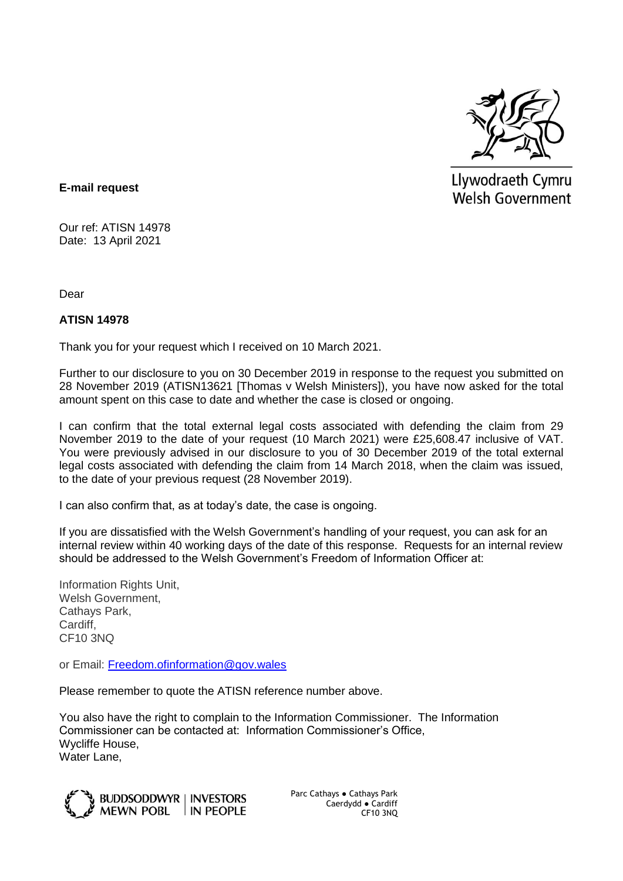Llywodraeth Cymru
Welsh Government

**E-mail request**

Our ref: ATISN 14978
Date: 13 April 2021

Dear

**ATISN 14978**

Thank you for your request which I received on 10 March 2021.

Further to our disclosure to you on 30 December 2019 in response to the request you submitted on 28 November 2019 (ATISN13621 [Thomas v Welsh Ministers]), you have now asked for the total amount spent on this case to date and whether the case is closed or ongoing.

I can confirm that the total external legal costs associated with defending the claim from 29 November 2019 to the date of your request (10 March 2021) were £25,608.47 inclusive of VAT. You were previously advised in our disclosure to you of 30 December 2019 of the total external legal costs associated with defending the claim from 14 March 2018, when the claim was issued, to the date of your previous request (28 November 2019).

I can also confirm that, as at today's date, the case is ongoing.

If you are dissatisfied with the Welsh Government's handling of your request, you can ask for an internal review within 40 working days of the date of this response. Requests for an internal review should be addressed to the Welsh Government's Freedom of Information Officer at:

Information Rights Unit,
Welsh Government,
Cathays Park,
Cardiff,
CF10 3NQ

or Email: Freedom.ofinformation@gov.wales

Please remember to quote the ATISN reference number above.

You also have the right to complain to the Information Commissioner. The Information Commissioner can be contacted at: Information Commissioner's Office,
Wycliffe House,
Water Lane,

BUDDSODDWYR MEWN POBL | INVESTORS IN PEOPLE

Parc Cathays ● Cathays Park
Caerdydd ● Cardiff
CF10 3NQ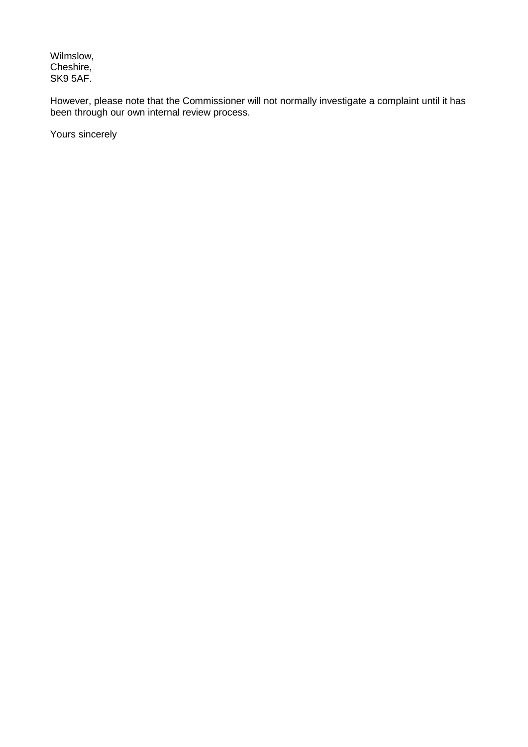Wilmslow,
Cheshire,
SK9 5AF.

However, please note that the Commissioner will not normally investigate a complaint until it has been through our own internal review process.

Yours sincerely